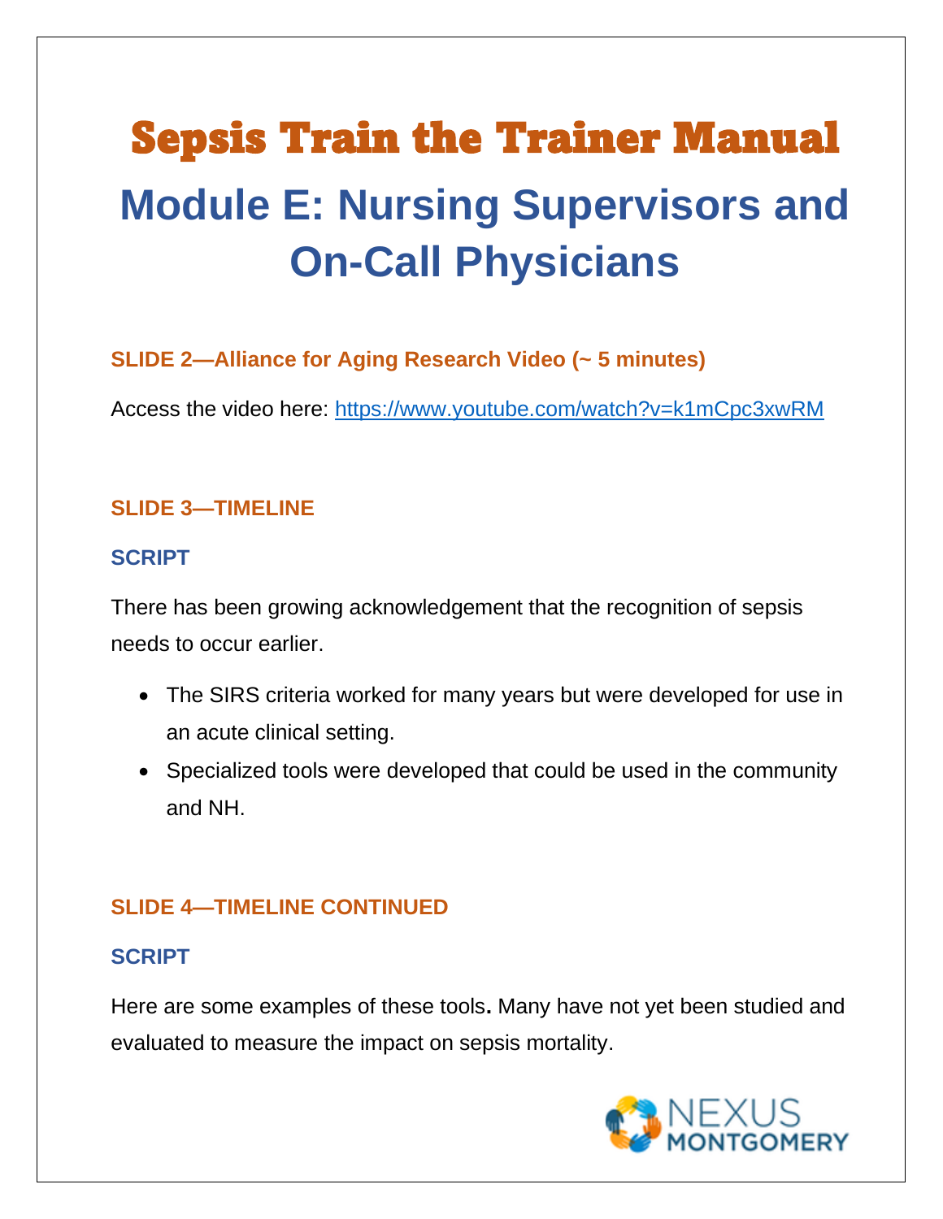# Sepsis Train the Trainer Manual

# Module E: Nursing Supervisors and On-Call Physicians

### SLIDE 2—Alliance for Aging Research Video (~ 5 minutes)

Access the video here: [https://www.youtube.com/watch?v=k1mCpc3xwRM](https://www.youtube.com/watch?v=k1mCpc3xwRM)

### SLIDE 3—TIMELINE

#### SCRIPT

There has been growing acknowledgement that the recognition of sepsis needs to occur earlier.

- The SIRS criteria worked for many years but were developed for use in an acute clinical setting.
- Specialized tools were developed that could be used in the community and NH.

### SLIDE 4—TIMELINE CONTINUED

#### SCRIPT

Here are some examples of these tools**.** Many have not yet been studied and evaluated to measure the impact on sepsis mortality.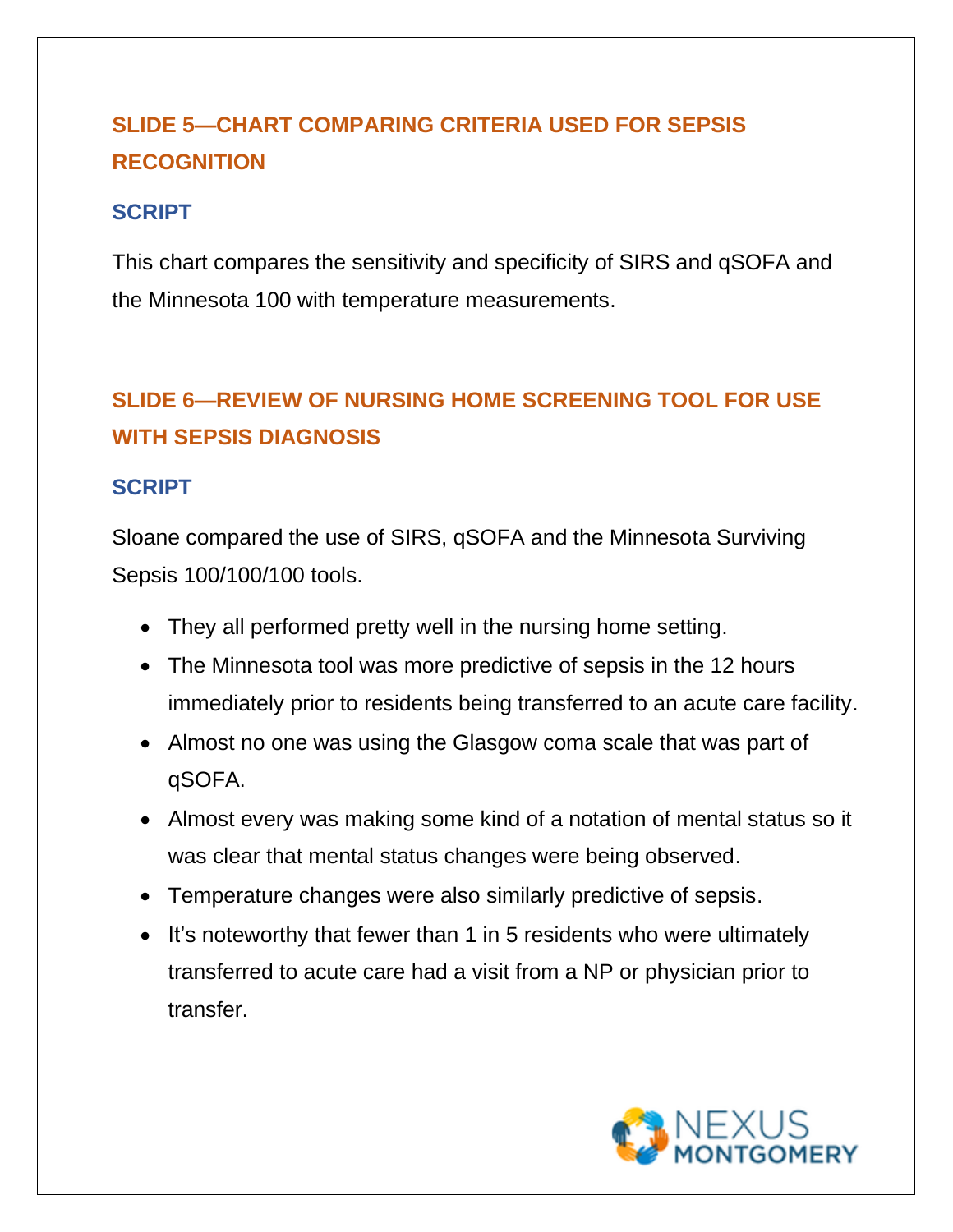## SLIDE 5—CHART COMPARING CRITERIA USED FOR SEPSIS RECOGNITION

### SCRIPT

This chart compares the sensitivity and specificity of SIRS and qSOFA and the Minnesota 100 with temperature measurements.

## SLIDE 6—REVIEW OF NURSING HOME SCREENING TOOL FOR USE WITH SEPSIS DIAGNOSIS

### SCRIPT

Sloane compared the use of SIRS, qSOFA and the Minnesota Surviving Sepsis 100/100/100 tools.

- They all performed pretty well in the nursing home setting.
- The Minnesota tool was more predictive of sepsis in the 12 hours immediately prior to residents being transferred to an acute care facility.
- Almost no one was using the Glasgow coma scale that was part of qSOFA.
- Almost every was making some kind of a notation of mental status so it was clear that mental status changes were being observed.
- Temperature changes were also similarly predictive of sepsis.
- It's noteworthy that fewer than 1 in 5 residents who were ultimately transferred to acute care had a visit from a NP or physician prior to transfer.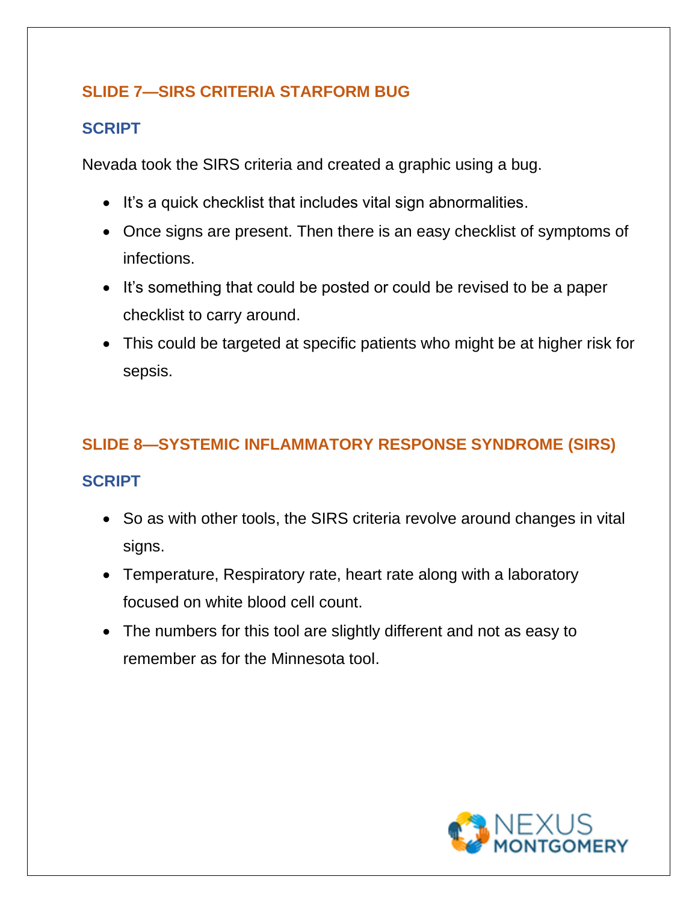## SLIDE 7—SIRS CRITERIA STARFORM BUG

### SCRIPT

Nevada took the SIRS criteria and created a graphic using a bug.

- It's a quick checklist that includes vital sign abnormalities.
- Once signs are present. Then there is an easy checklist of symptoms of infections.
- It's something that could be posted or could be revised to be a paper checklist to carry around.
- This could be targeted at specific patients who might be at higher risk for sepsis.

## SLIDE 8—SYSTEMIC INFLAMMATORY RESPONSE SYNDROME (SIRS)

### SCRIPT

- So as with other tools, the SIRS criteria revolve around changes in vital signs.
- Temperature, Respiratory rate, heart rate along with a laboratory focused on white blood cell count.
- The numbers for this tool are slightly different and not as easy to remember as for the Minnesota tool.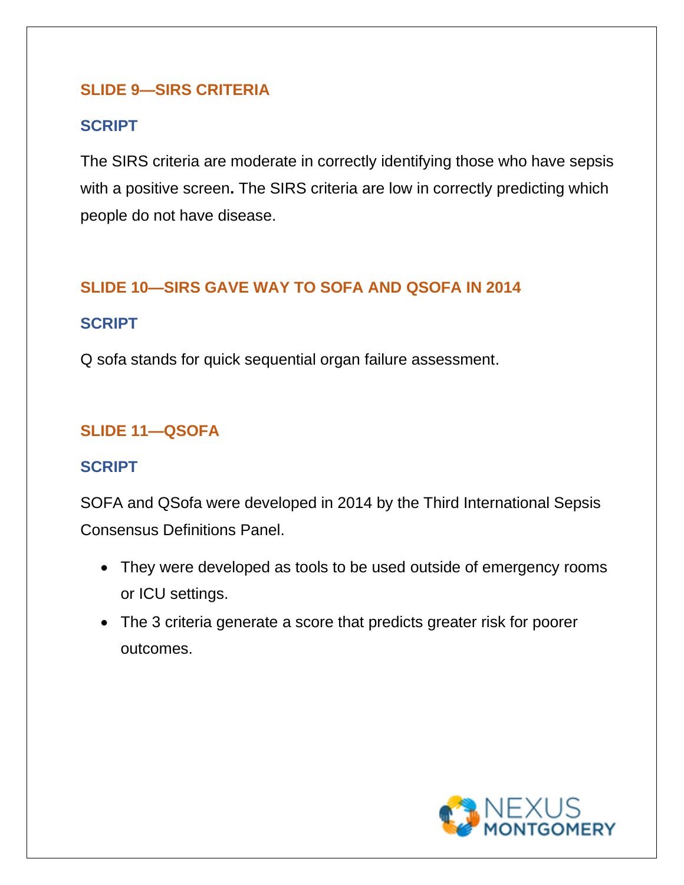### SLIDE 9—SIRS CRITERIA

#### SCRIPT

The SIRS criteria are moderate in correctly identifying those who have sepsis with a positive screen**.** The SIRS criteria are low in correctly predicting which people do not have disease.

### SLIDE 10—SIRS GAVE WAY TO SOFA AND QSOFA IN 2014

#### SCRIPT

Q sofa stands for quick sequential organ failure assessment.

### SLIDE 11—QSOFA

#### SCRIPT

SOFA and QSofa were developed in 2014 by the Third International Sepsis Consensus Definitions Panel.

- They were developed as tools to be used outside of emergency rooms or ICU settings.
- The 3 criteria generate a score that predicts greater risk for poorer outcomes.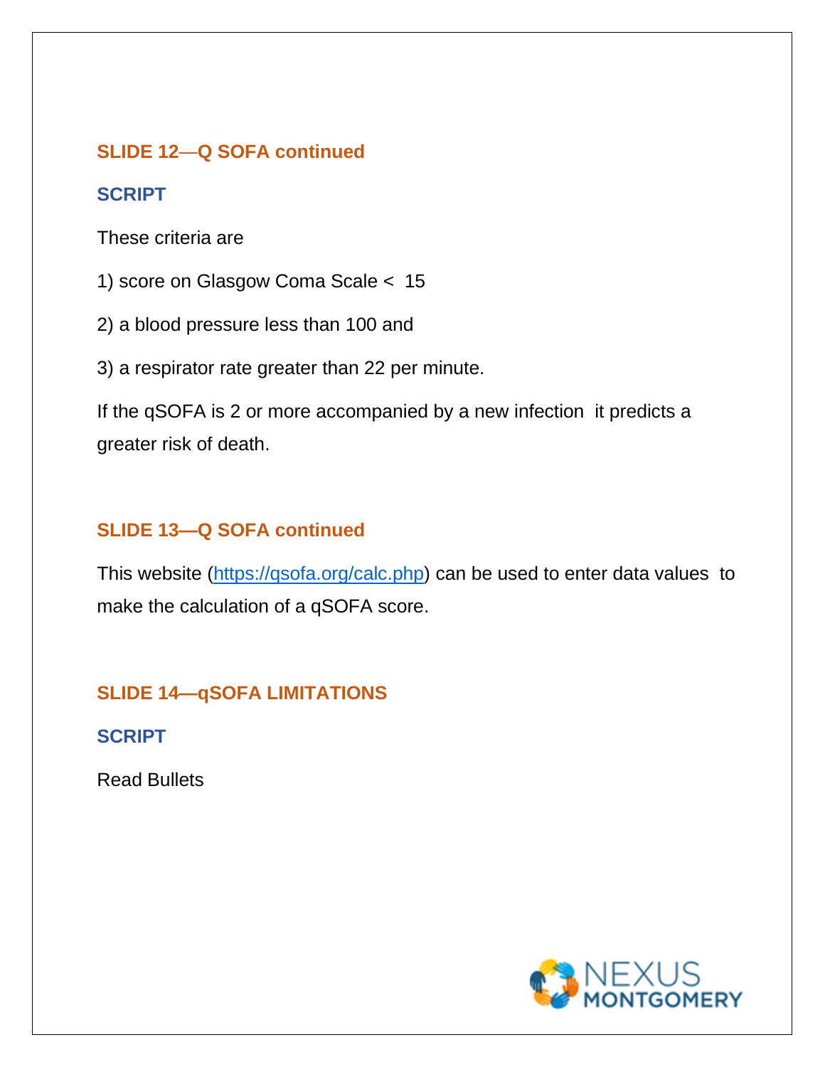### SLIDE 12—Q SOFA continued

### SCRIPT

These criteria are

1) score on Glasgow Coma Scale < 15

2) a blood pressure less than 100 and

3) a respirator rate greater than 22 per minute.

If the qSOFA is 2 or more accompanied by a new infection it predicts a greater risk of death.

### SLIDE 13—Q SOFA continued

This website (https://qsofa.org/calc.php) can be used to enter data values to make the calculation of a qSOFA score.

### SLIDE 14—qSOFA LIMITATIONS

### SCRIPT

Read Bullets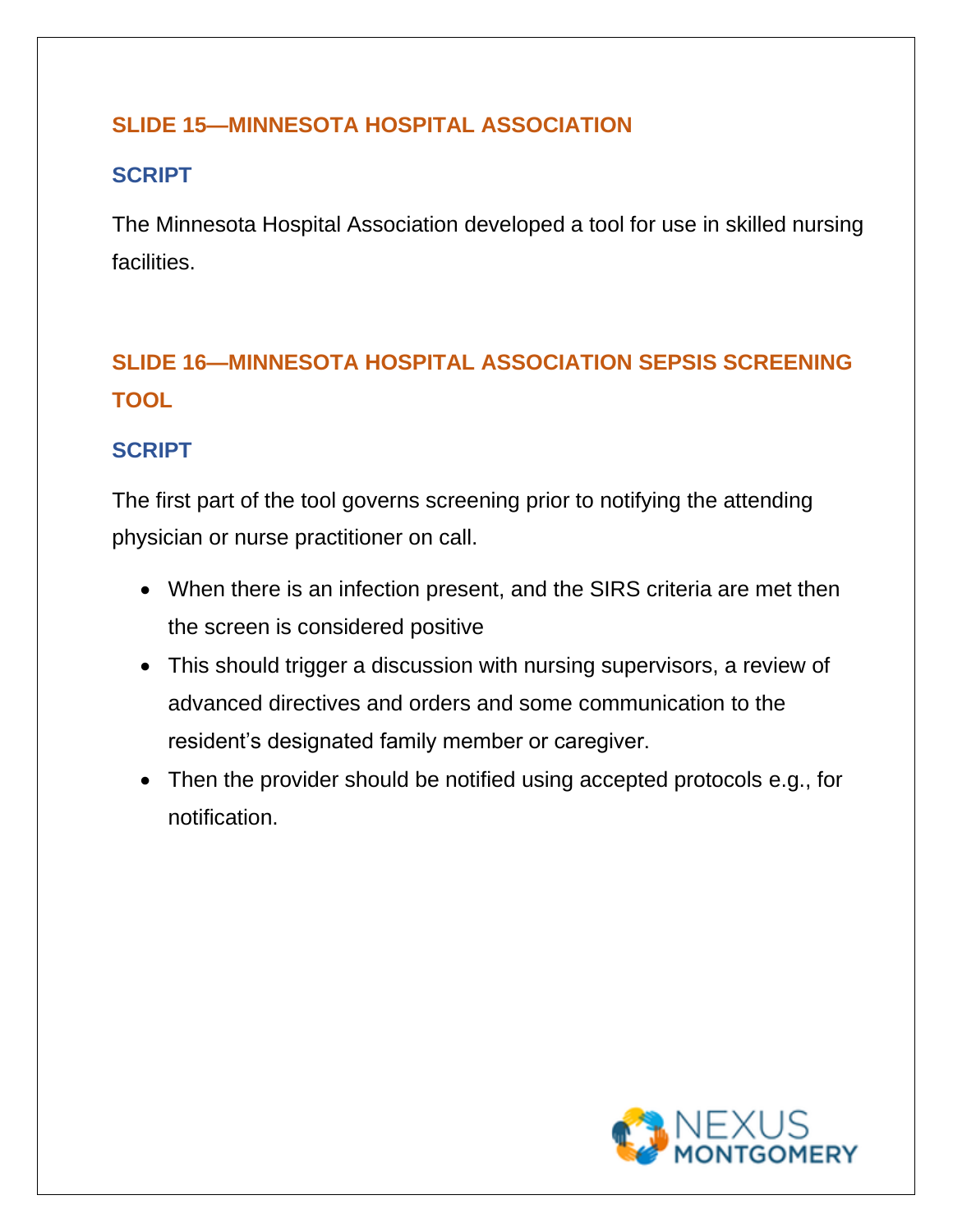## SLIDE 15—MINNESOTA HOSPITAL ASSOCIATION

### SCRIPT

The Minnesota Hospital Association developed a tool for use in skilled nursing facilities.

## SLIDE 16—MINNESOTA HOSPITAL ASSOCIATION SEPSIS SCREENING TOOL

### SCRIPT

The first part of the tool governs screening prior to notifying the attending physician or nurse practitioner on call.

- When there is an infection present, and the SIRS criteria are met then the screen is considered positive
- This should trigger a discussion with nursing supervisors, a review of advanced directives and orders and some communication to the resident's designated family member or caregiver.
- Then the provider should be notified using accepted protocols e.g., for notification.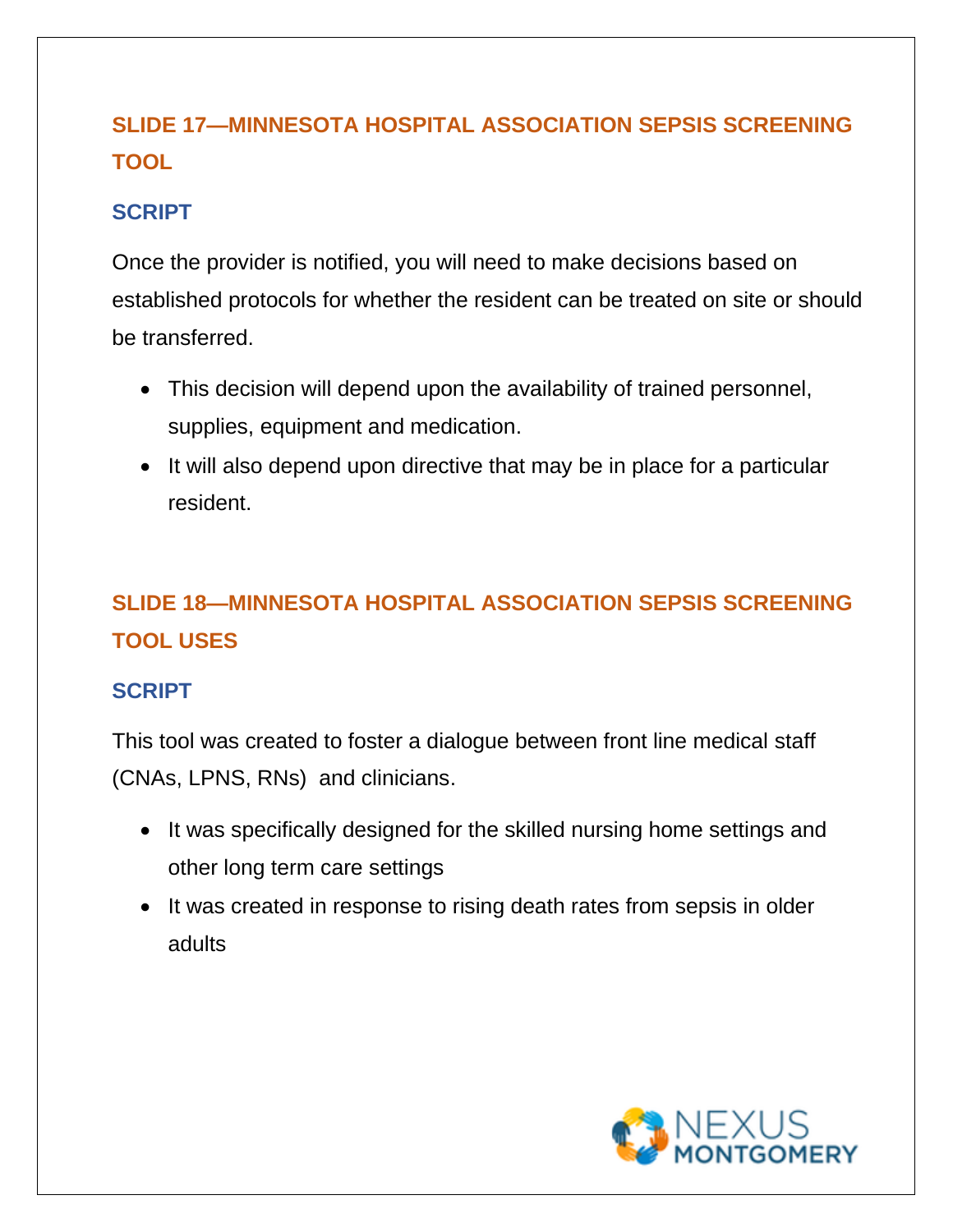## SLIDE 17—MINNESOTA HOSPITAL ASSOCIATION SEPSIS SCREENING TOOL

### SCRIPT

Once the provider is notified, you will need to make decisions based on established protocols for whether the resident can be treated on site or should be transferred.

- This decision will depend upon the availability of trained personnel, supplies, equipment and medication.
- It will also depend upon directive that may be in place for a particular resident.

## SLIDE 18—MINNESOTA HOSPITAL ASSOCIATION SEPSIS SCREENING TOOL USES

### SCRIPT

This tool was created to foster a dialogue between front line medical staff (CNAs, LPNS, RNs) and clinicians.

- It was specifically designed for the skilled nursing home settings and other long term care settings
- It was created in response to rising death rates from sepsis in older adults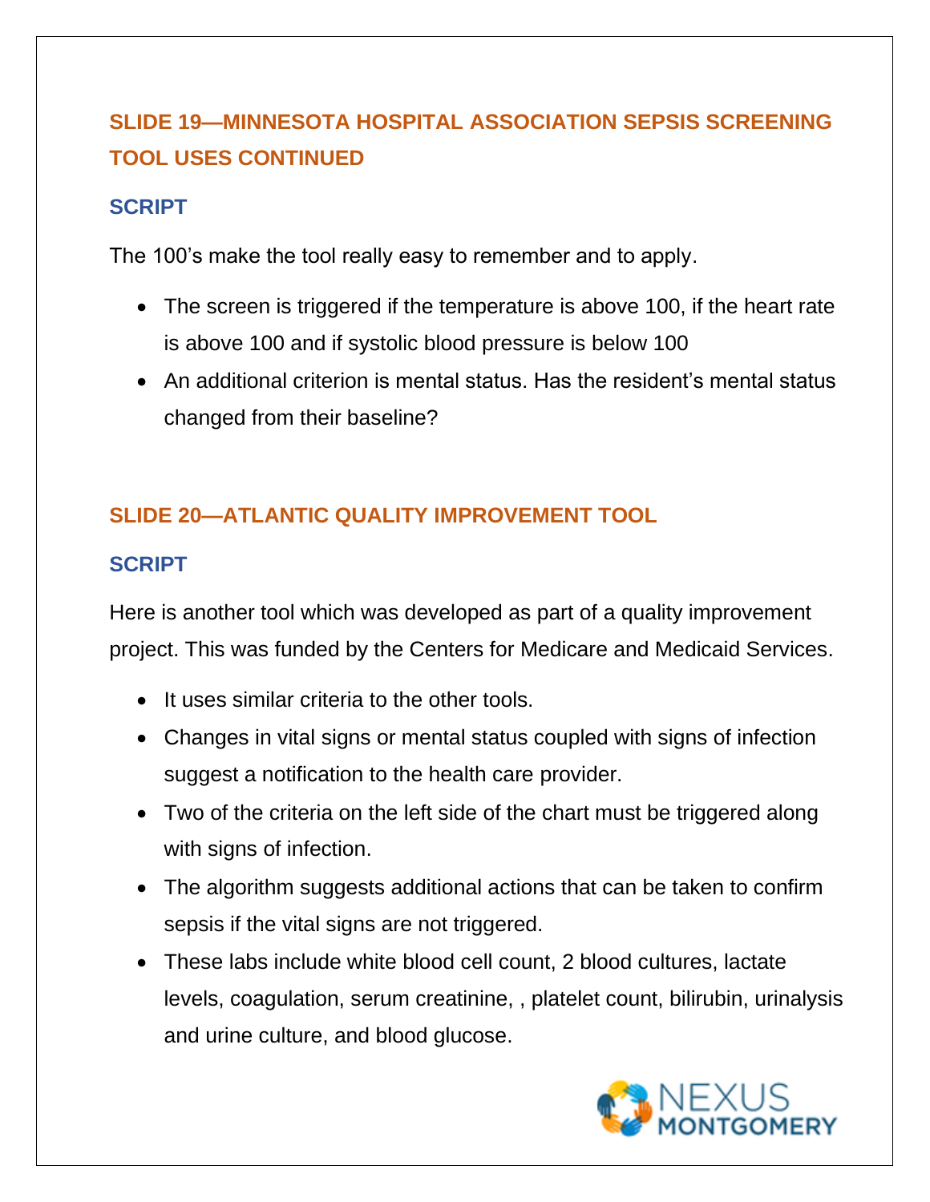## SLIDE 19—MINNESOTA HOSPITAL ASSOCIATION SEPSIS SCREENING TOOL USES CONTINUED

### SCRIPT

The 100's make the tool really easy to remember and to apply.

- The screen is triggered if the temperature is above 100, if the heart rate is above 100 and if systolic blood pressure is below 100
- An additional criterion is mental status. Has the resident's mental status changed from their baseline?

## SLIDE 20—ATLANTIC QUALITY IMPROVEMENT TOOL

### SCRIPT

Here is another tool which was developed as part of a quality improvement project. This was funded by the Centers for Medicare and Medicaid Services.

- It uses similar criteria to the other tools.
- Changes in vital signs or mental status coupled with signs of infection suggest a notification to the health care provider.
- Two of the criteria on the left side of the chart must be triggered along with signs of infection.
- The algorithm suggests additional actions that can be taken to confirm sepsis if the vital signs are not triggered.
- These labs include white blood cell count, 2 blood cultures, lactate levels, coagulation, serum creatinine, , platelet count, bilirubin, urinalysis and urine culture, and blood glucose.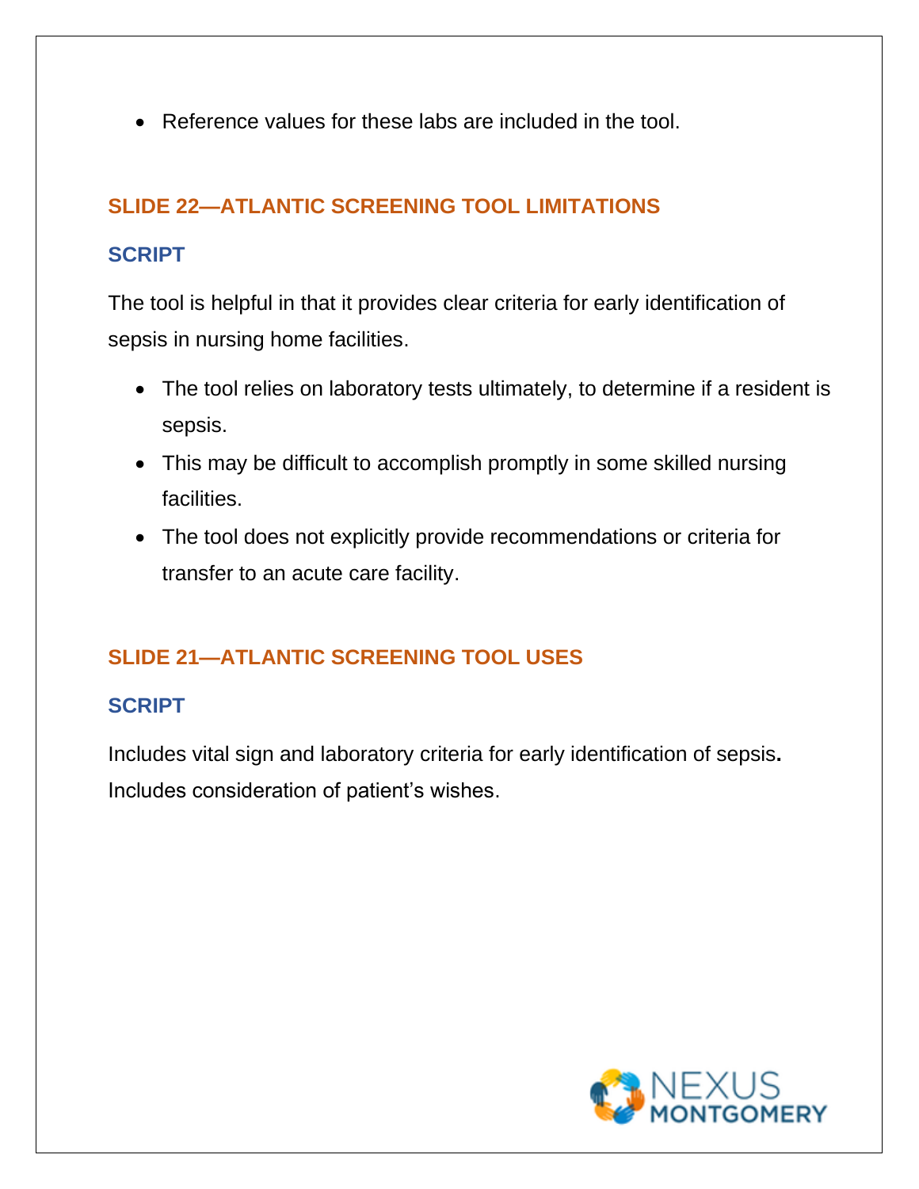- Reference values for these labs are included in the tool.

## SLIDE 22—ATLANTIC SCREENING TOOL LIMITATIONS

### SCRIPT

The tool is helpful in that it provides clear criteria for early identification of sepsis in nursing home facilities.

- The tool relies on laboratory tests ultimately, to determine if a resident is sepsis.
- This may be difficult to accomplish promptly in some skilled nursing facilities.
- The tool does not explicitly provide recommendations or criteria for transfer to an acute care facility.

## SLIDE 21—ATLANTIC SCREENING TOOL USES

### SCRIPT

Includes vital sign and laboratory criteria for early identification of sepsis**.** Includes consideration of patient's wishes.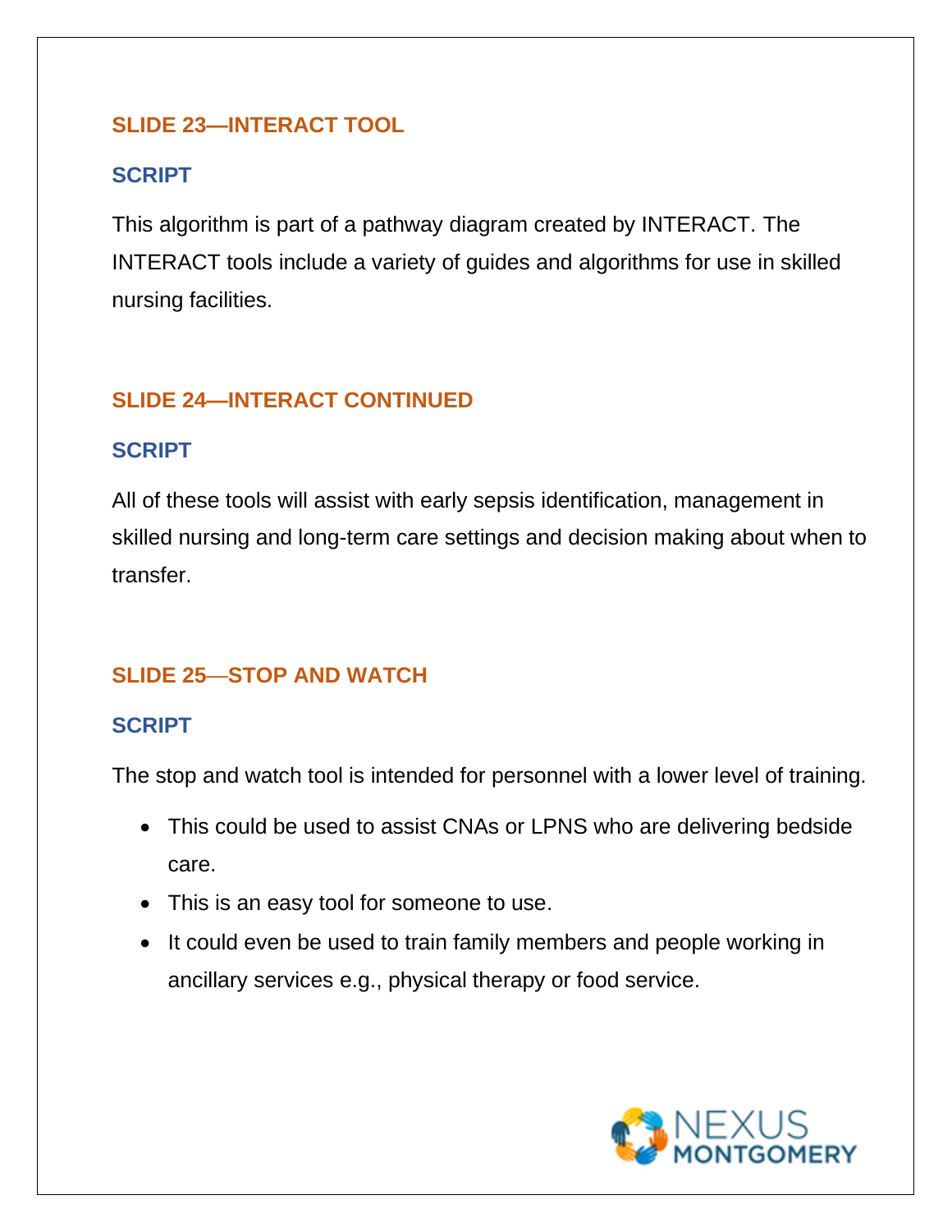## SLIDE 23—INTERACT TOOL

### SCRIPT

This algorithm is part of a pathway diagram created by INTERACT. The INTERACT tools include a variety of guides and algorithms for use in skilled nursing facilities.

## SLIDE 24—INTERACT CONTINUED

### SCRIPT

All of these tools will assist with early sepsis identification, management in skilled nursing and long-term care settings and decision making about when to transfer.

## SLIDE 25—STOP AND WATCH

### SCRIPT

The stop and watch tool is intended for personnel with a lower level of training.

- This could be used to assist CNAs or LPNS who are delivering bedside care.
- This is an easy tool for someone to use.
- It could even be used to train family members and people working in ancillary services e.g., physical therapy or food service.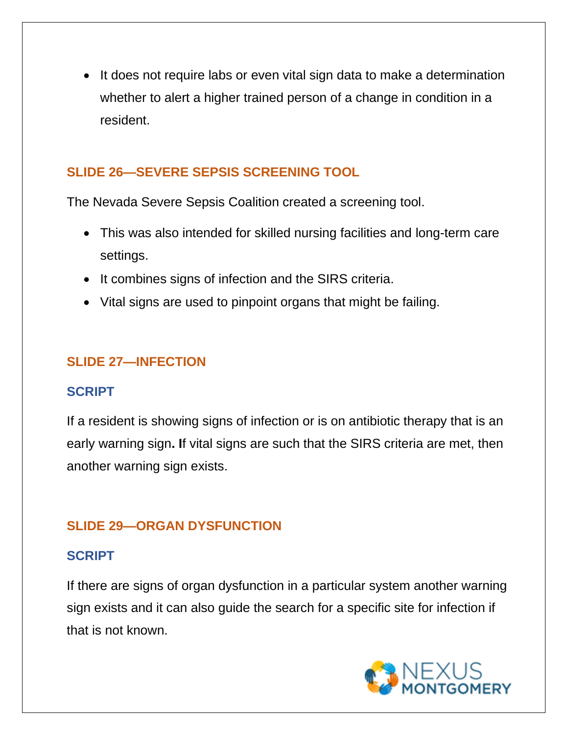- It does not require labs or even vital sign data to make a determination whether to alert a higher trained person of a change in condition in a resident.

## SLIDE 26—SEVERE SEPSIS SCREENING TOOL

The Nevada Severe Sepsis Coalition created a screening tool.

- This was also intended for skilled nursing facilities and long-term care settings.
- It combines signs of infection and the SIRS criteria.
- Vital signs are used to pinpoint organs that might be failing.

## SLIDE 27—INFECTION

### SCRIPT

If a resident is showing signs of infection or is on antibiotic therapy that is an early warning sign**. I**f vital signs are such that the SIRS criteria are met, then another warning sign exists.

## SLIDE 29—ORGAN DYSFUNCTION

### SCRIPT

If there are signs of organ dysfunction in a particular system another warning sign exists and it can also guide the search for a specific site for infection if that is not known.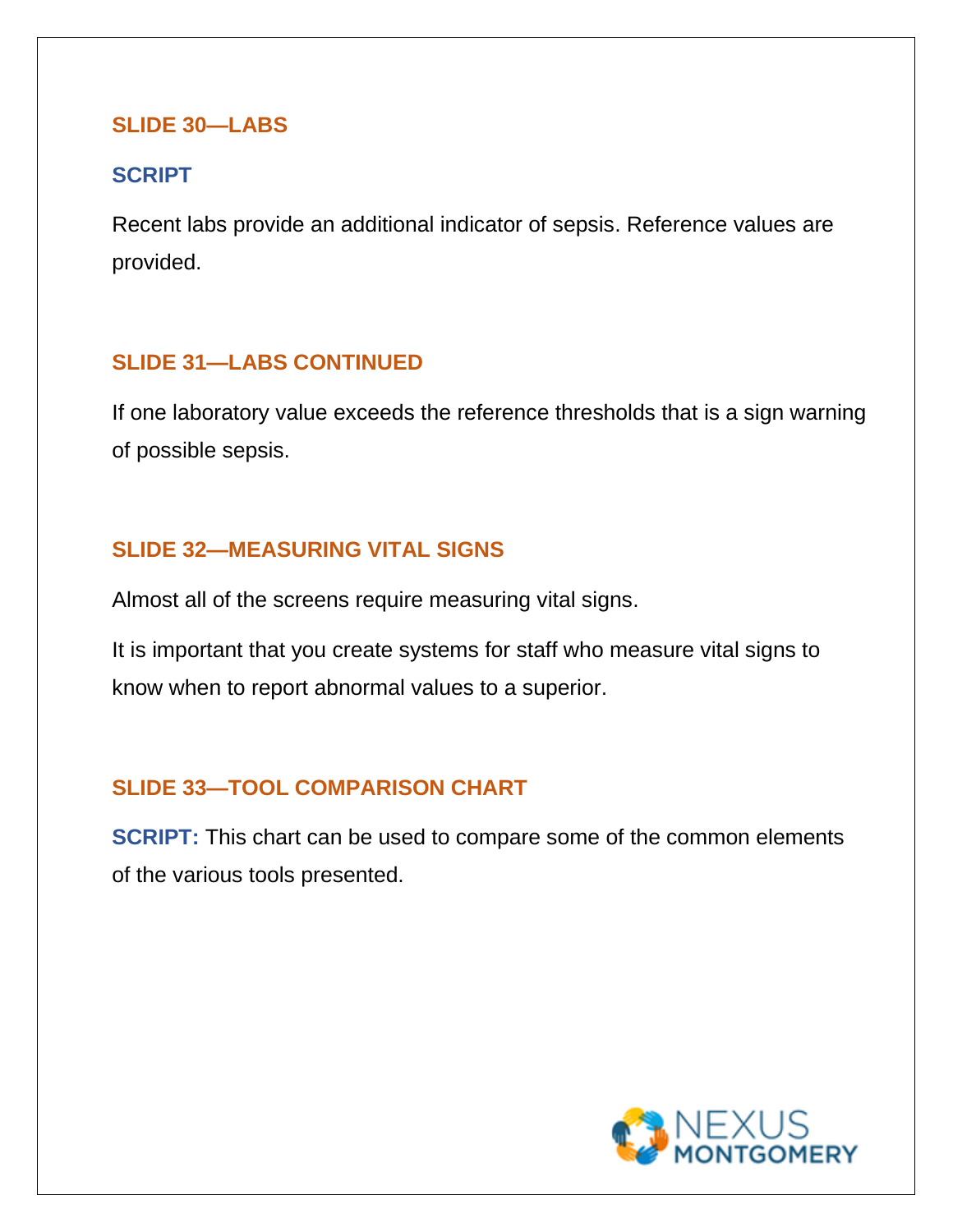## SLIDE 30—LABS

### SCRIPT

Recent labs provide an additional indicator of sepsis. Reference values are provided.

## SLIDE 31—LABS CONTINUED

If one laboratory value exceeds the reference thresholds that is a sign warning of possible sepsis.

## SLIDE 32—MEASURING VITAL SIGNS

Almost all of the screens require measuring vital signs.

It is important that you create systems for staff who measure vital signs to know when to report abnormal values to a superior.

## SLIDE 33—TOOL COMPARISON CHART

**SCRIPT:** This chart can be used to compare some of the common elements of the various tools presented.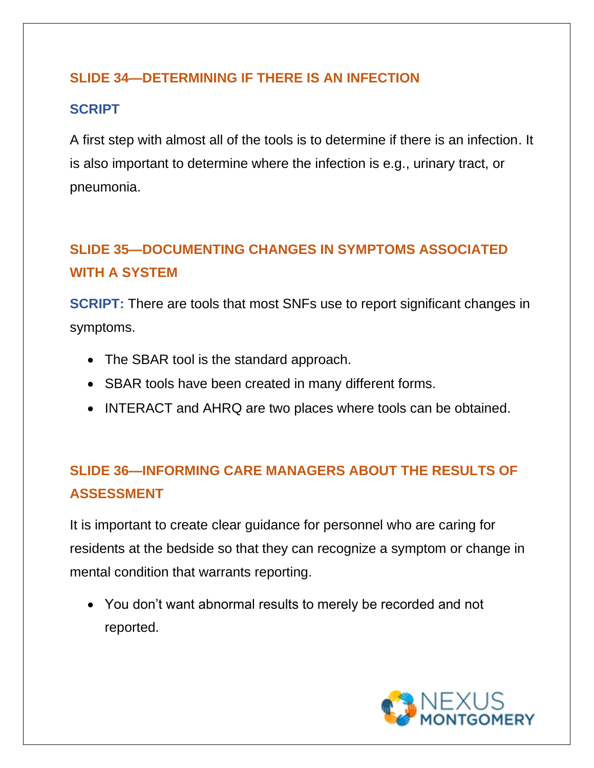## SLIDE 34—DETERMINING IF THERE IS AN INFECTION

### SCRIPT

A first step with almost all of the tools is to determine if there is an infection. It is also important to determine where the infection is e.g., urinary tract, or pneumonia.

## SLIDE 35—DOCUMENTING CHANGES IN SYMPTOMS ASSOCIATED WITH A SYSTEM

**SCRIPT:** There are tools that most SNFs use to report significant changes in symptoms.

- The SBAR tool is the standard approach.
- SBAR tools have been created in many different forms.
- INTERACT and AHRQ are two places where tools can be obtained.

## SLIDE 36—INFORMING CARE MANAGERS ABOUT THE RESULTS OF ASSESSMENT

It is important to create clear guidance for personnel who are caring for residents at the bedside so that they can recognize a symptom or change in mental condition that warrants reporting.

- You don't want abnormal results to merely be recorded and not reported.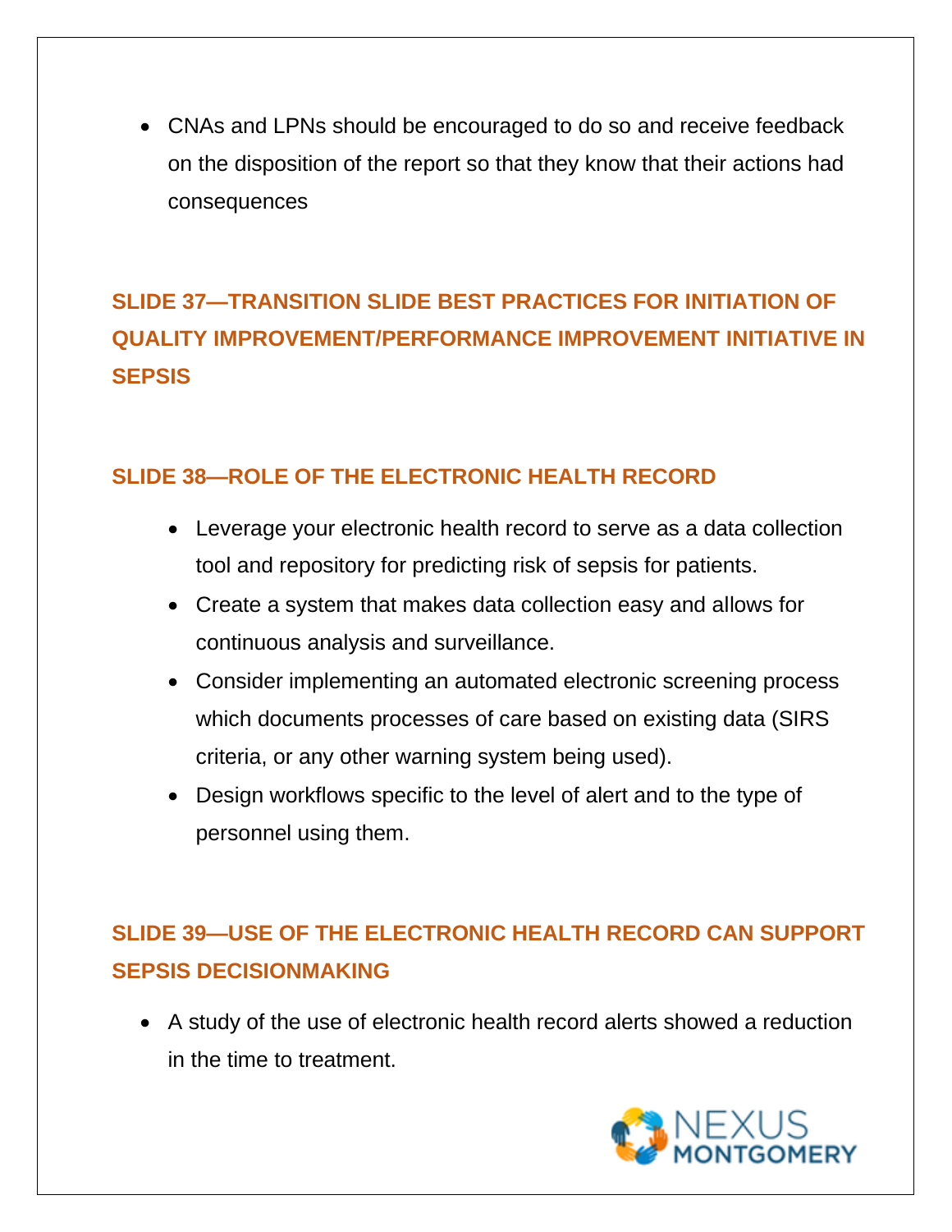- CNAs and LPNs should be encouraged to do so and receive feedback on the disposition of the report so that they know that their actions had consequences

## SLIDE 37—TRANSITION SLIDE BEST PRACTICES FOR INITIATION OF QUALITY IMPROVEMENT/PERFORMANCE IMPROVEMENT INITIATIVE IN SEPSIS

## SLIDE 38—ROLE OF THE ELECTRONIC HEALTH RECORD

- Leverage your electronic health record to serve as a data collection tool and repository for predicting risk of sepsis for patients.
- Create a system that makes data collection easy and allows for continuous analysis and surveillance.
- Consider implementing an automated electronic screening process which documents processes of care based on existing data (SIRS criteria, or any other warning system being used).
- Design workflows specific to the level of alert and to the type of personnel using them.

## SLIDE 39—USE OF THE ELECTRONIC HEALTH RECORD CAN SUPPORT SEPSIS DECISIONMAKING

- A study of the use of electronic health record alerts showed a reduction in the time to treatment.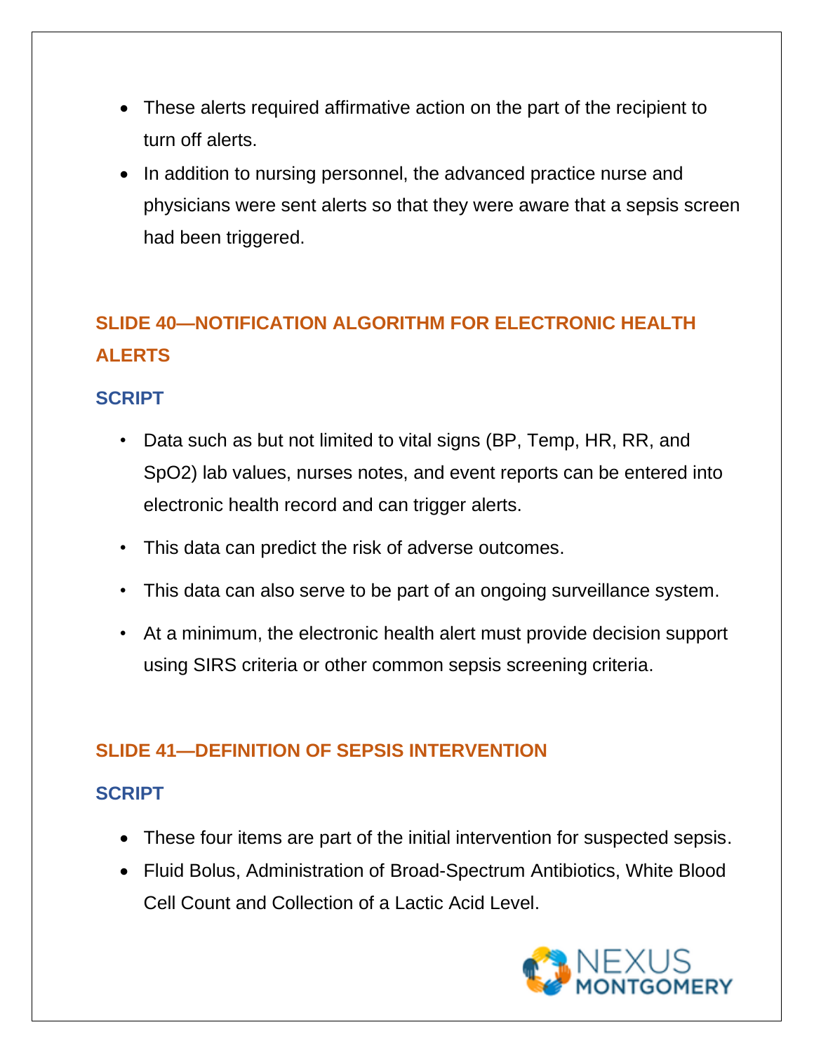- These alerts required affirmative action on the part of the recipient to turn off alerts.
- In addition to nursing personnel, the advanced practice nurse and physicians were sent alerts so that they were aware that a sepsis screen had been triggered.

## SLIDE 40—NOTIFICATION ALGORITHM FOR ELECTRONIC HEALTH ALERTS

### SCRIPT

- Data such as but not limited to vital signs (BP, Temp, HR, RR, and SpO2) lab values, nurses notes, and event reports can be entered into electronic health record and can trigger alerts.
- This data can predict the risk of adverse outcomes.
- This data can also serve to be part of an ongoing surveillance system.
- At a minimum, the electronic health alert must provide decision support using SIRS criteria or other common sepsis screening criteria.

## SLIDE 41—DEFINITION OF SEPSIS INTERVENTION

### SCRIPT

- These four items are part of the initial intervention for suspected sepsis.
- Fluid Bolus, Administration of Broad-Spectrum Antibiotics, White Blood Cell Count and Collection of a Lactic Acid Level.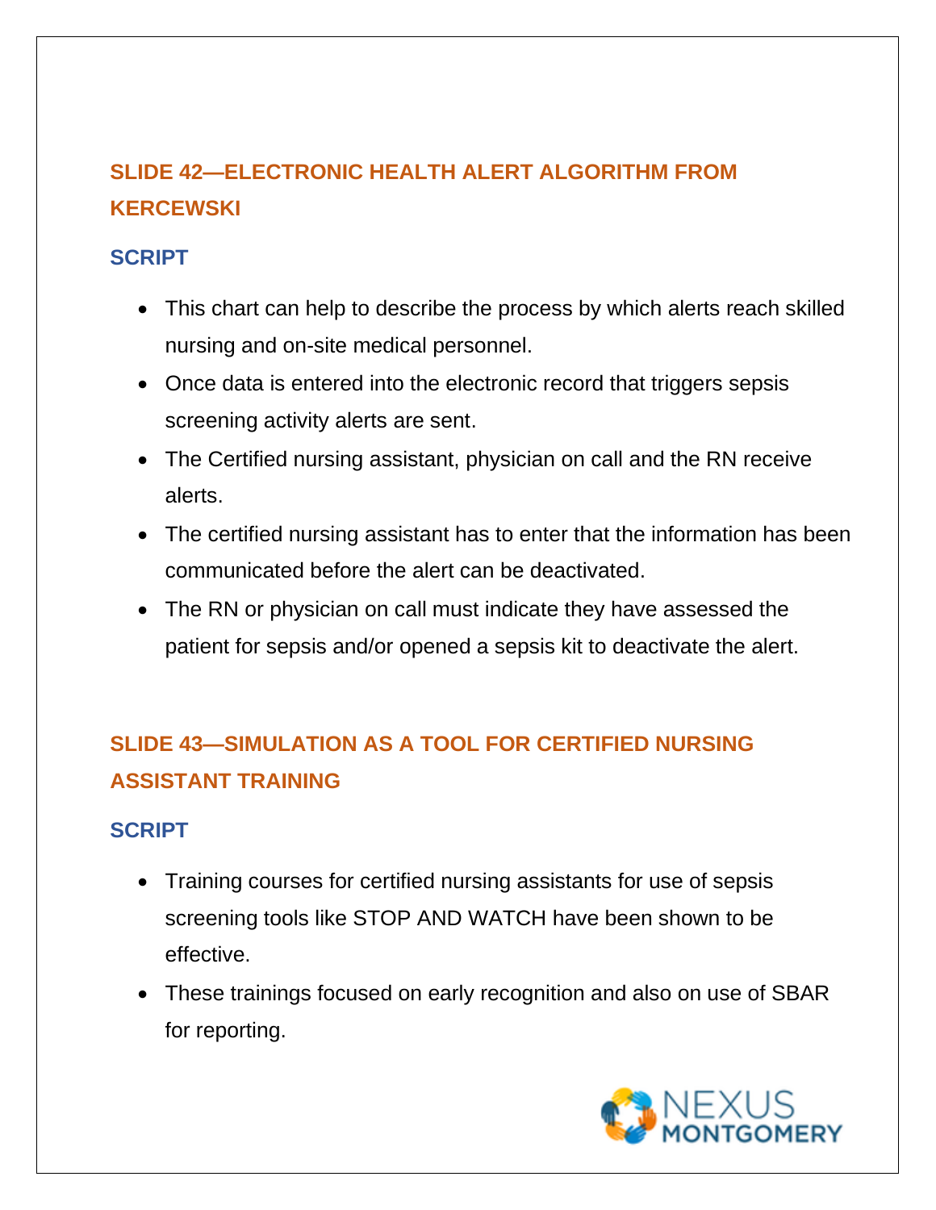## SLIDE 42—ELECTRONIC HEALTH ALERT ALGORITHM FROM KERCEWSKI

### SCRIPT

- This chart can help to describe the process by which alerts reach skilled nursing and on-site medical personnel.
- Once data is entered into the electronic record that triggers sepsis screening activity alerts are sent.
- The Certified nursing assistant, physician on call and the RN receive alerts.
- The certified nursing assistant has to enter that the information has been communicated before the alert can be deactivated.
- The RN or physician on call must indicate they have assessed the patient for sepsis and/or opened a sepsis kit to deactivate the alert.

## SLIDE 43—SIMULATION AS A TOOL FOR CERTIFIED NURSING ASSISTANT TRAINING

### SCRIPT

- Training courses for certified nursing assistants for use of sepsis screening tools like STOP AND WATCH have been shown to be effective.
- These trainings focused on early recognition and also on use of SBAR for reporting.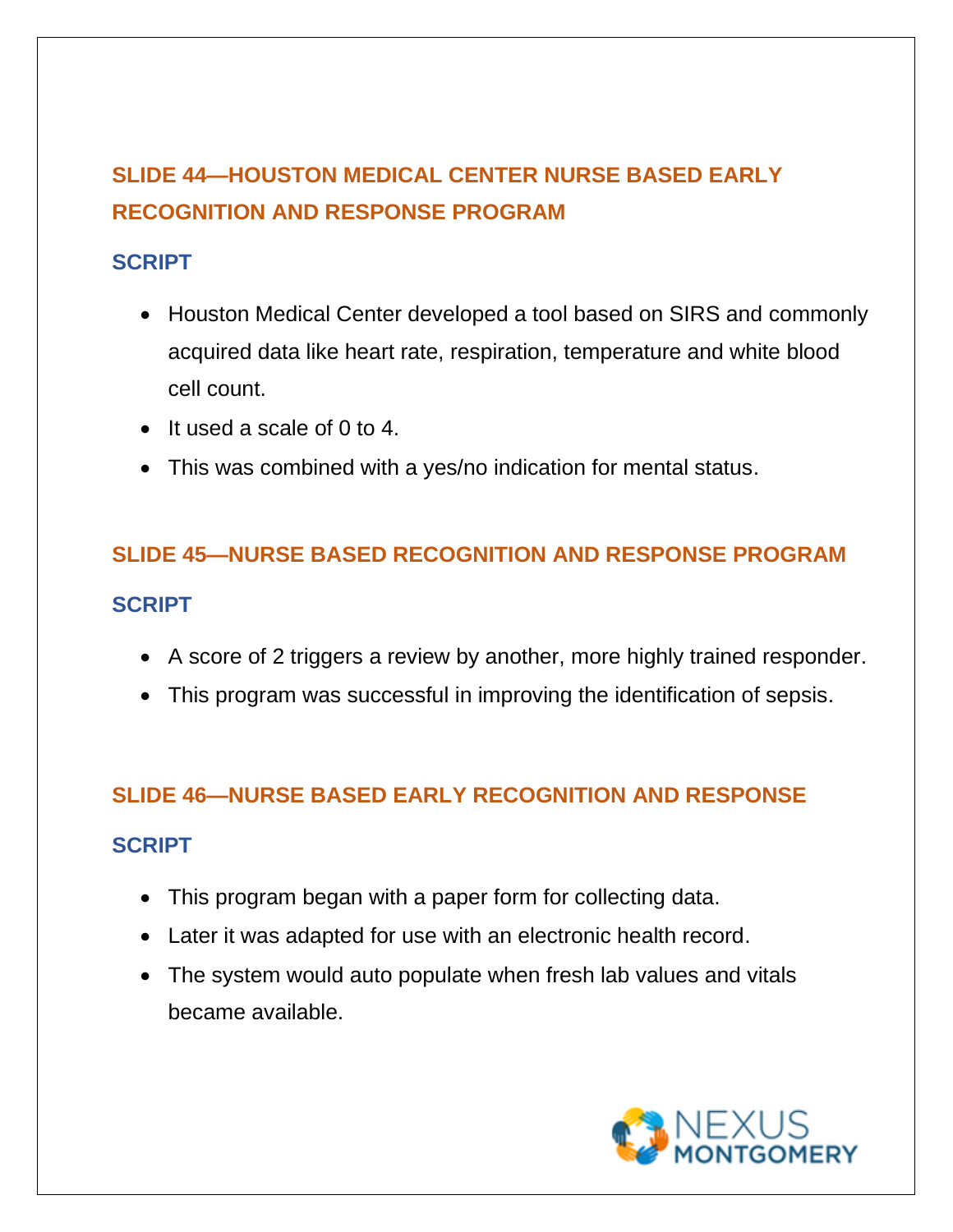## SLIDE 44—HOUSTON MEDICAL CENTER NURSE BASED EARLY RECOGNITION AND RESPONSE PROGRAM

### SCRIPT

- Houston Medical Center developed a tool based on SIRS and commonly acquired data like heart rate, respiration, temperature and white blood cell count.
- It used a scale of 0 to 4.
- This was combined with a yes/no indication for mental status.

## SLIDE 45—NURSE BASED RECOGNITION AND RESPONSE PROGRAM

### SCRIPT

- A score of 2 triggers a review by another, more highly trained responder.
- This program was successful in improving the identification of sepsis.

## SLIDE 46—NURSE BASED EARLY RECOGNITION AND RESPONSE

### SCRIPT

- This program began with a paper form for collecting data.
- Later it was adapted for use with an electronic health record.
- The system would auto populate when fresh lab values and vitals became available.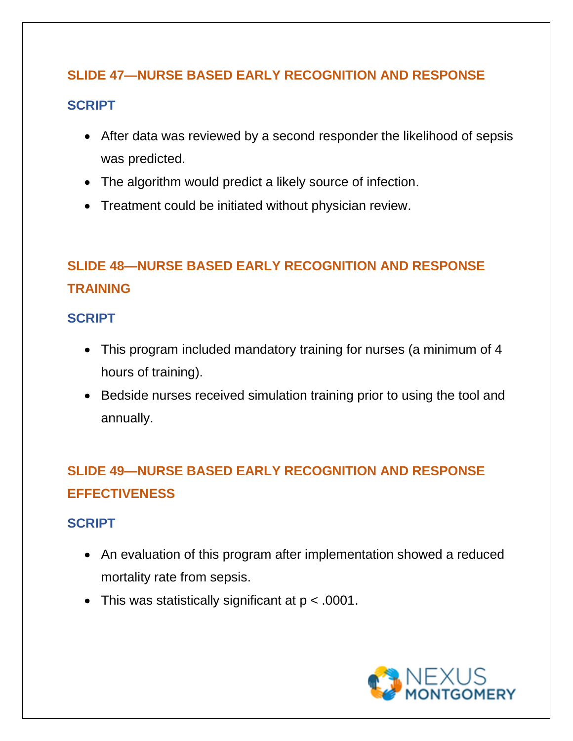## SLIDE 47—NURSE BASED EARLY RECOGNITION AND RESPONSE

### SCRIPT

- After data was reviewed by a second responder the likelihood of sepsis was predicted.
- The algorithm would predict a likely source of infection.
- Treatment could be initiated without physician review.

## SLIDE 48—NURSE BASED EARLY RECOGNITION AND RESPONSE TRAINING

### SCRIPT

- This program included mandatory training for nurses (a minimum of 4 hours of training).
- Bedside nurses received simulation training prior to using the tool and annually.

## SLIDE 49—NURSE BASED EARLY RECOGNITION AND RESPONSE EFFECTIVENESS

### SCRIPT

- An evaluation of this program after implementation showed a reduced mortality rate from sepsis.
- This was statistically significant at $p < .0001$.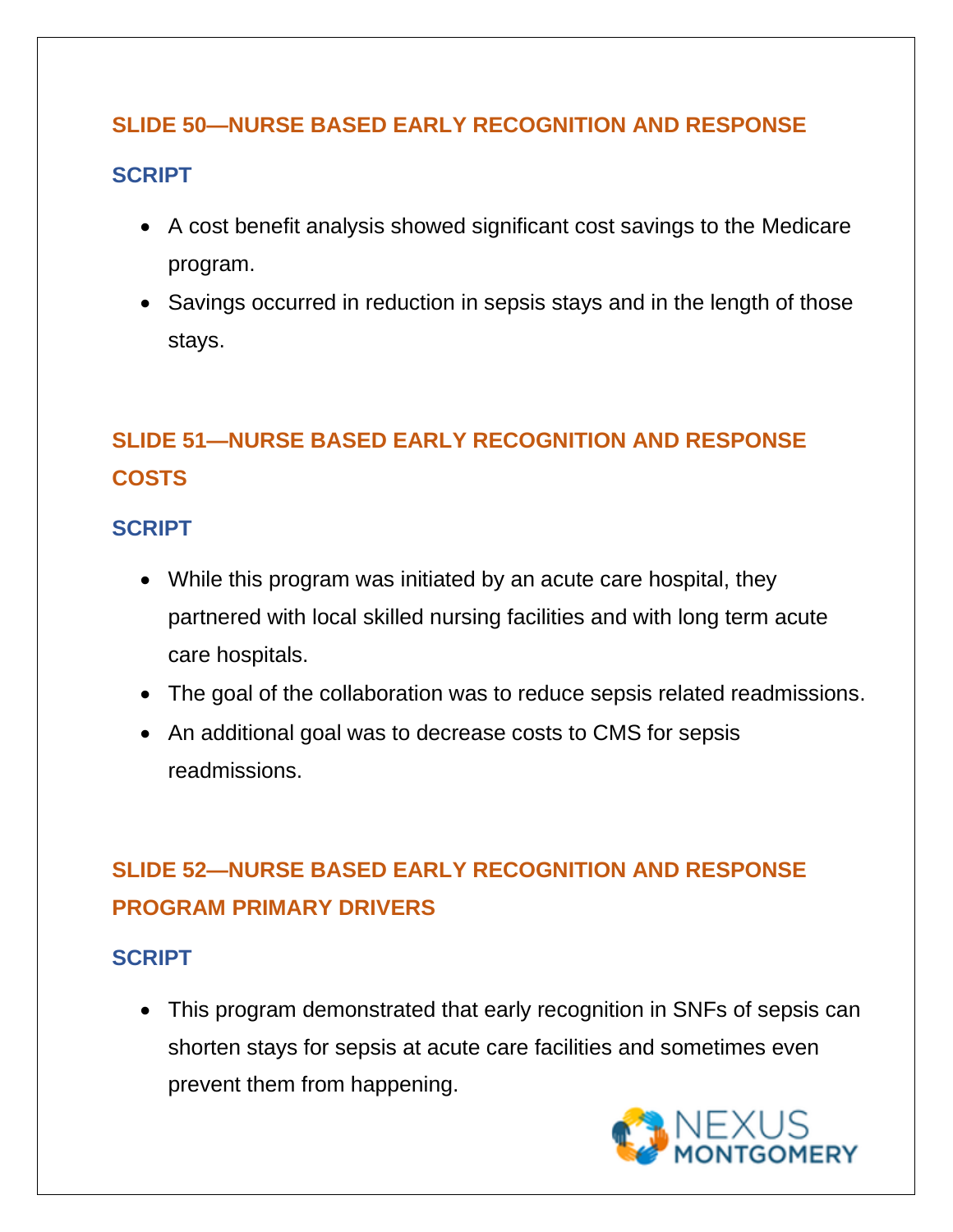## SLIDE 50—NURSE BASED EARLY RECOGNITION AND RESPONSE

### SCRIPT

- A cost benefit analysis showed significant cost savings to the Medicare program.
- Savings occurred in reduction in sepsis stays and in the length of those stays.

## SLIDE 51—NURSE BASED EARLY RECOGNITION AND RESPONSE COSTS

### SCRIPT

- While this program was initiated by an acute care hospital, they partnered with local skilled nursing facilities and with long term acute care hospitals.
- The goal of the collaboration was to reduce sepsis related readmissions.
- An additional goal was to decrease costs to CMS for sepsis readmissions.

## SLIDE 52—NURSE BASED EARLY RECOGNITION AND RESPONSE PROGRAM PRIMARY DRIVERS

### SCRIPT

- This program demonstrated that early recognition in SNFs of sepsis can shorten stays for sepsis at acute care facilities and sometimes even prevent them from happening.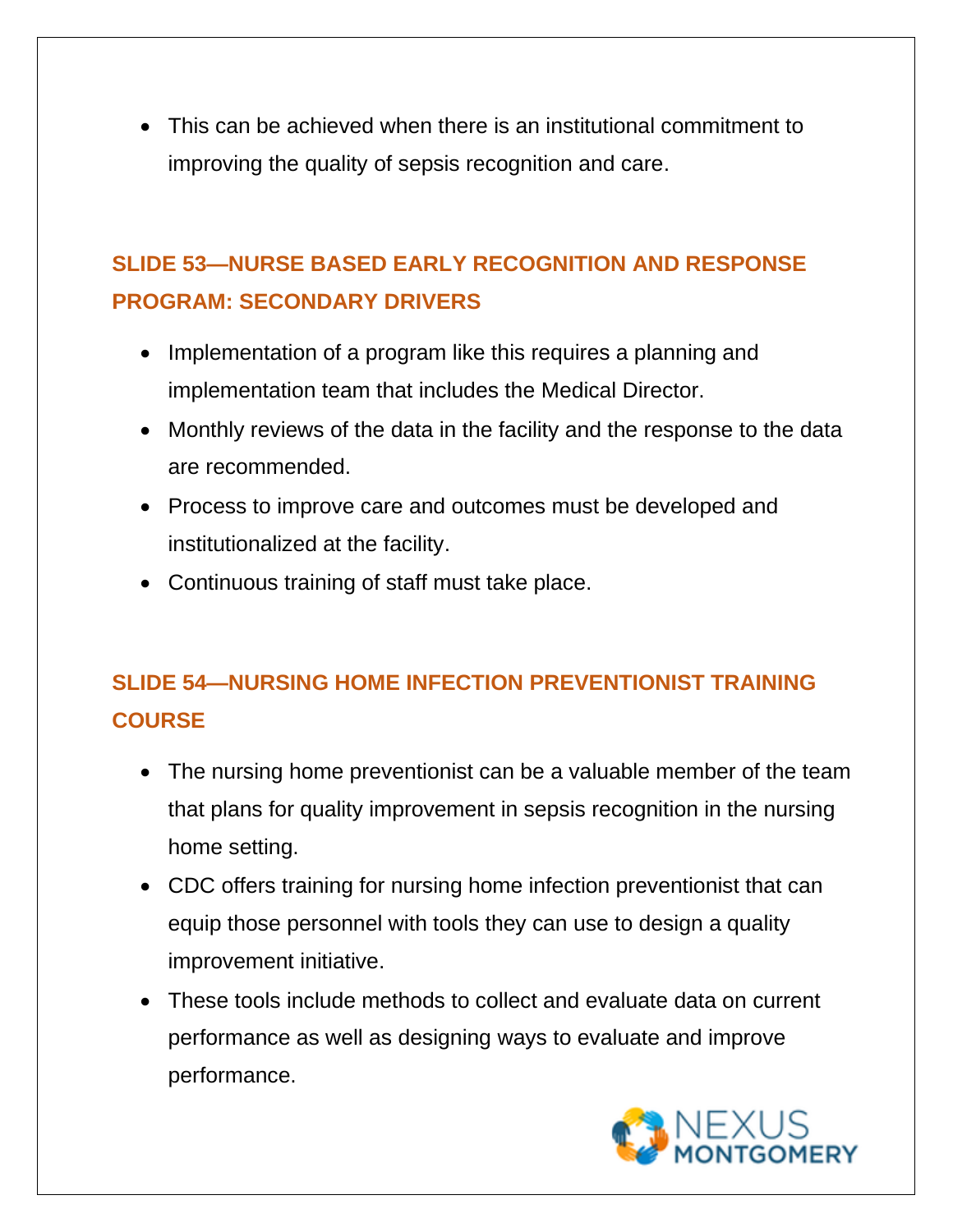- This can be achieved when there is an institutional commitment to improving the quality of sepsis recognition and care.

## SLIDE 53—NURSE BASED EARLY RECOGNITION AND RESPONSE PROGRAM: SECONDARY DRIVERS

- Implementation of a program like this requires a planning and implementation team that includes the Medical Director.
- Monthly reviews of the data in the facility and the response to the data are recommended.
- Process to improve care and outcomes must be developed and institutionalized at the facility.
- Continuous training of staff must take place.

## SLIDE 54—NURSING HOME INFECTION PREVENTIONIST TRAINING COURSE

- The nursing home preventionist can be a valuable member of the team that plans for quality improvement in sepsis recognition in the nursing home setting.
- CDC offers training for nursing home infection preventionist that can equip those personnel with tools they can use to design a quality improvement initiative.
- These tools include methods to collect and evaluate data on current performance as well as designing ways to evaluate and improve performance.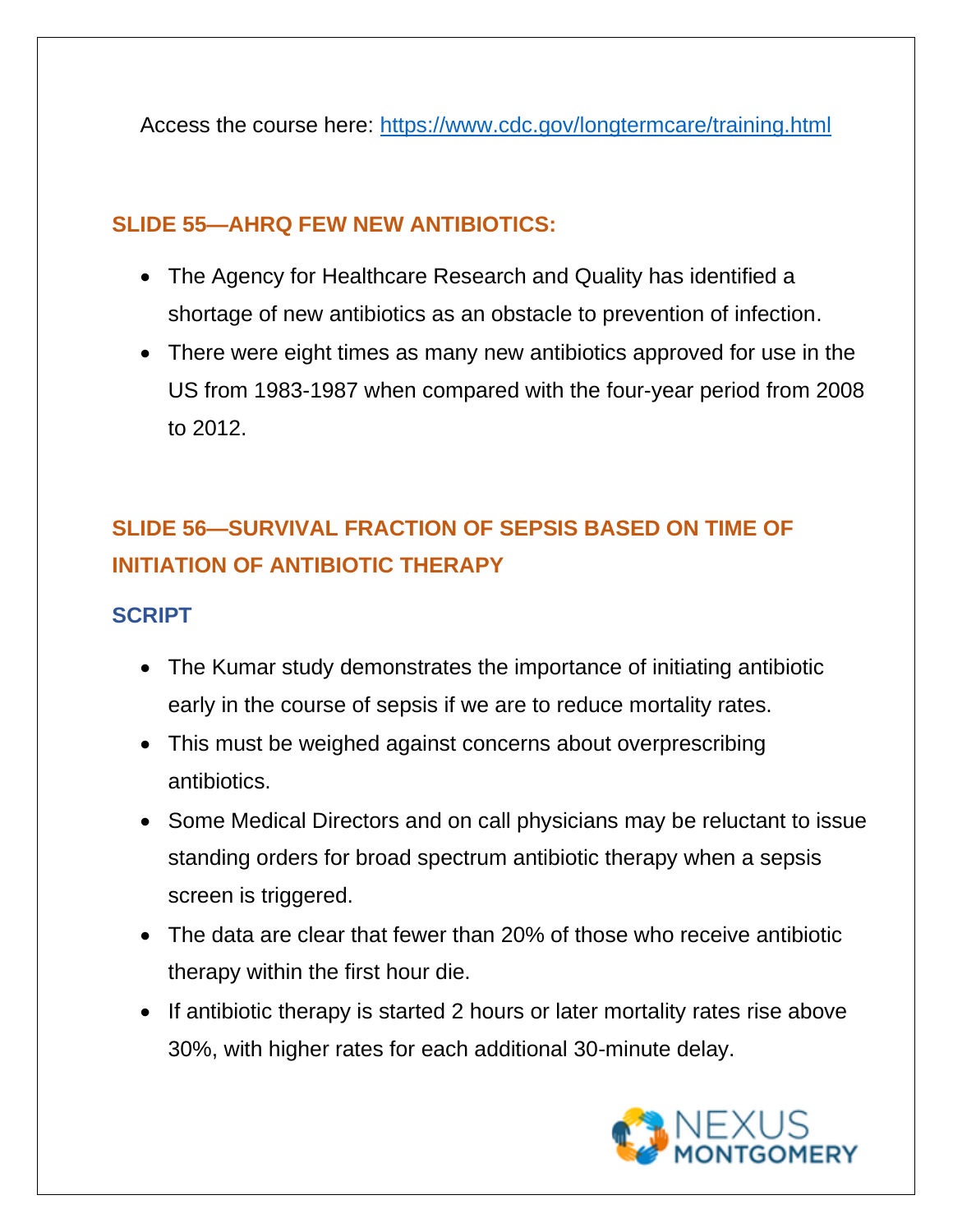Access the course here: [https://www.cdc.gov/longtermcare/training.html](https://www.cdc.gov/longtermcare/training.html)

### SLIDE 55—AHRQ FEW NEW ANTIBIOTICS:

- The Agency for Healthcare Research and Quality has identified a shortage of new antibiotics as an obstacle to prevention of infection.
- There were eight times as many new antibiotics approved for use in the US from 1983-1987 when compared with the four-year period from 2008 to 2012.

### SLIDE 56—SURVIVAL FRACTION OF SEPSIS BASED ON TIME OF INITIATION OF ANTIBIOTIC THERAPY

#### SCRIPT

- The Kumar study demonstrates the importance of initiating antibiotic early in the course of sepsis if we are to reduce mortality rates.
- This must be weighed against concerns about overprescribing antibiotics.
- Some Medical Directors and on call physicians may be reluctant to issue standing orders for broad spectrum antibiotic therapy when a sepsis screen is triggered.
- The data are clear that fewer than 20% of those who receive antibiotic therapy within the first hour die.
- If antibiotic therapy is started 2 hours or later mortality rates rise above 30%, with higher rates for each additional 30-minute delay.